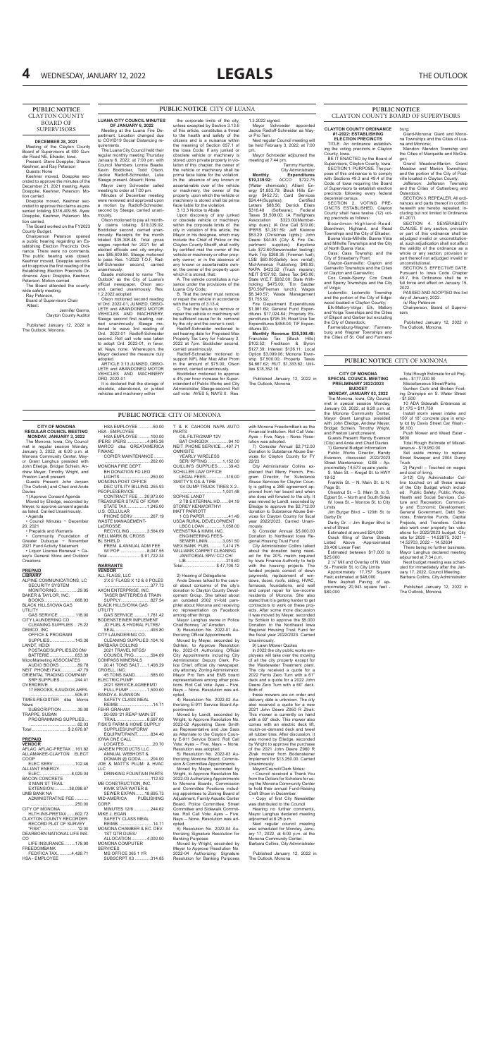## PUBLIC NOTICE
### CLAYTON COUNTY BOARD OF SUPERVISORS

**DECEMBER 28, 2021**

Meeting of the Clayton County Board of Supervisors at 600 Gunder Road NE, Elkader, Iowa.

Present: Steve Doeppke, Sharon Keehner, and Ray Peterson

Guests: None

Keehner moved, Doeppke seconded to approve the minutes of the December 21, 2021 meeting. Ayes: Doeppke, Keehner, Peterson. Motion carried.

Doeppke moved, Keehner seconded to approve the claims as presented totaling $316,409.56. Ayes: Doeppke, Keehner, Peterson. Motion carried.

The Board worked on the FY2023 County Budget.

Chairperson Peterson opened a public hearing regarding an Establishing Election Precincts Ordinance. There were no comments. The public hearing was closed. Keehner moved, Doeppke seconded to approve the first reading of the Establishing Election Precincts Ordinance. Ayes: Doeppke, Keehner, Peterson. Motion carried.

The Board attended the countywide safety meeting.

Ray Peterson,
Board of Supervisors Chair

Attest:

Jennifer Garms,
Clayton County Auditor

Published January 12, 2022 in The Outlook, Monona.

## PUBLIC NOTICE CITY OF LUANA

**LUANA CITY COUNCIL MINUTES OF JANUARY 6, 2022**

Meeting at the Luana Fire Department. Location changed due to COVID19 Social Distancing requirements.

The Luana City Council held their regular monthly meeting Thursday January 6, 2022, at 7:00 pm. with Council Members Lonnie Baade, Kevin Boddicker, Todd Olson, Jackie Radloff-Schroeder, Luke Steege present. Absent: None.

Mayor Jerry Schroeder called meeting to order at 7:00 pm.

Minutes of December meeting were reviewed and approved upon a motion by Radloff-Schroeder; second by Steege, carried unanimously.

Olson motioned to pay all monthly claims totaling $19,339.92, Boddicker second, carried unanimously. Receipts for the month totaled $35,308.48. Total gross wages reported for 2021 for all elected officials and city employees $85,609.86. Steege motioned to pass Res. 1-2022 T.O.F. Radloff-Schroeder second, carried unanimously.

Baade motioned to name "The Outlook" as the City of Luana's official newspaper, Olson second, carried unanimously. Res. 1.2.2022 adopted

Olson motioned second reading of Ord. 2022-01, JUNKED, OBSOLETE and ABANDONED MOTOR VEHICLES AND MACHINERY. Steege second first reading, carried unanimously. Steege motioned to wave 3rd reading of Ord. 2022-01 Radloff-Schroeder second. Roll call vote was taken to adopt Ord. 2022-01, in favor, all. Nays, none. Whereupon, the Mayor declared the measure duly adopted.

ARTICLE 3.13 JUNKED, OBSOLETE and ABANDONED MOTOR VEHICLES AND MACHINERY ORD. 2022-01

It is declared that the storage of obsolete, abandoned, or junked vehicles and machinery within the corporate limits of the city, unless excepted by Section 3.13.6 of this article, constitutes a threat to the health and safety of the citizens and is a nuisance within the meaning of Section 657.1 of the Iowa Code. If any junked or obsolete vehicle or machinery is stored upon private property in violation of this chapter, the owner of the vehicle or machinery shall be prima facie liable for the violation. In the absence of any known or ascertainable owner of the vehicle or machinery, the owner of the property upon which the vehicle or machinery is stored shall be prima facie liable for the violation.

3.13.3 Notice to Abate

Upon discovery of any junked or obsolete vehicle or machinery within the corporate limits of the city in violation of this article, the Mayor or his designee, which may include the Chief of Police or the Clayton County Sheriff, shall notify by certified mail the owner of the vehicle or machinery or other property owner, or in the absence of any known or ascertainable owner, the owner of the property upon which it is stored, that:

A. The vehicle constitutes a nuisance under the provisions of the Luana City Code;

B. That the owner must remove or repair the vehicle or machinery within the terms of 3.13.4.

C. That the failure to remove or repair the vehicle or machinery will be sufficient cause for its removal by the city and the owner's cost.

Radloff-Schroeder motioned to set hearing date for Proposed Max Property Tax Levy for February 3, 2022 at 7pm. Boddicker second, carried unanimously.

Radloff-Schroeder motioned to support MFL Mar Mac After Prom in the amount of $75.00, Olson second, carried unanimously.

Boddicker motioned to approve a 4% per hour increase for Superintendent of Public Works and City Administrator, Steege second. Roll call vote: AYES 5, NAYS 0. Res. 1.3.2022 signed.

Mayor Schroeder appointed Jackie Radloff-Schroeder as Mayor Pro Tem.

Next regular Council meeting will be held February 3, 2022; at 7:00 pm.

Mayor Schroeder adjourned the meeting at 7:44 pm.

Tammy Humble,
City Administrator

**Monthly Expenditures $19,339.92:** ACCO $722.75 (Water chemicals); Alliant Energy $1,853.79; Black Hills Energy $452.72; Card Services $24.44(Supplies); Certified Letters $88.56; Derrick Eilers $316.48 (Software); Federal Taxes $1,509.00; IA Firefighters Association $323.00(Membership dues); IA One Call $19.00; IPERS $1,281.59; Jeff Kleinow $53.29 (Christmas lights); John Deere $44.93 (City & Fire Department supplies); Keystone Lab $72.60(Sewer/water testing); Kwik Trip $268.35 (Fireman fuel); LSB $60.00(Safety box rental); Mid-America Publishing $48.93; NAPA $423.52 (Truck repairs); NEIT $157.92; Sales Tax $45.00; State W.E.T. $932.00; State Withholding $475.00; Tim Sauder $70.56(Fireman lunch); Wages $8,340.57; Waste Management $1,755.92.

Fire Department Expenditures $1,061.69; General Fund Expenditures $17,024.84; Propriety Expenditures $795.35; Road Use Tax Expenditures $458.04; TIF Expenditures $0.

**Monthly Revenue $35,308.48:** Franchise Tax (Black Hills) $102.52; Fredikson & Byron $127.39; Interest $126.11; Local Option $3,099.06; Monona Township $7,500.00; Property Taxes $4,667.62; RUT $1,333.62; Utilities $18,352.16.

Published January 12, 2022 in The Outlook, Monona.

## PUBLIC NOTICE
### CLAYTON COUNTY BOARD OF SUPERVISORS

**CLAYTON COUNTY ORDINANCE #1-2022: ESTABLISHING ELECTION PRECINCTS**

TITLE. An ordinance establishing the voting precincts in Clayton County, Iowa.

BE IT ENACTED by the Board of Supervisors, Clayton County, Iowa.

SECTION 1. PURPOSE. The purpose of this ordinance is to comply with Sections 49.3 and 49.4 of the Code of Iowa requiring the Board of Supervisors to establish election precincts following every federal decennial census.

SECTION 2. VOTING PRECINCTS ESTABLISHED. Clayton County shall have twelve (12) voting precincts as follows:

Boardman-Highland-Read: Boardman, Highland, and Read Townships and the City of Elkader;

Buena Vista-Millville: Buena Vista and Millville Townships and the City of North Buena Vista;

Cass: Cass Township and the City of Strawberry Point;

Clayton-Garnavillo: Clayton and Garnavillo Townships and the Cities of Clayton and Garnavillo;

Cox Creek-Sperry: Cox Creek and Sperry Townships and the City of Volga;

Lodomillo: Lodomillo Township and the portion of the City of Edgewood located in Clayton County;

Elk-Mallory-Volga: Elk, Mallory and Volga Townships and the Cities of Elkport and Garber but excluding the City of Osterdock;

Farmersburg-Wagner: Farmersburg and Wagner Townships and the Cities of St. Olaf and Farmersburg;

Giard-Monona: Giard and Monona Townships and the Cities of Luana and Monona;

Mendon: Mendon Township and the Cities of Marquette and McGregor;

Grand Meadow-Marion: Grand Meadow and Marion Townships; and the portion of the City of Postville located in Clayton County;

Jefferson: Jefferson Township and the Cities of Guttenberg and Osterdock;

SECTION 3. REPEALER. All ordinances and parts thereof in conflict herewith are hereby repealed, including but not limited to Ordinance #1-2011.

SECTION 4. SEVERABILITY CLAUSE. If any section, provision or part of this ordinance shall be adjudged invalid or unconstitutional, such adjudication shall not affect the validity of the ordinance as a whole or any section, provision or part thereof not adjudged invalid or unconstitutional.

SECTION 5. EFFECTIVE DATE. Pursuant to Iowa Code Chapter 49.7, this Ordinance shall be in full force and effect on January 15, 2022.

PASSED AND ADOPTED this 3rd day of January, 2022.

/s/ Ray Peterson

Chairperson, Board of Supervisors

Published January 12, 2022 in The Outlook, Monona.

## PUBLIC NOTICE CITY OF MONONA

**CITY OF MONONA SPECIAL COUNCIL MEETING PRELIMINARY 2022/2023 BUDGET MONDAY, JANUARY 03, 2022**

The Monona, Iowa, City Council met in special session Monday, January 03, 2022, at 6:28 p.m. at the Monona Community Center. Mayor Grant Langhus presided with John Elledge, Andrew Meyer, Bridget Schlein, Timothy Wright, and Preston Lantz present.

Guests Present: Randy Evenson (City) and Ande and Chad Davies

1) General Budget Information

Public Works Director, Randy Evenson, discussed 2022/2023 Street Maintenance: (IDB – Approximately 14,573 square yards:

S. Main St. – Kregel St. to HWY 18-52

Franklin St. – N. Main St. to N. Page St.

Chestnut St. – S. Main St. to S. Egbert St. – North and South Sides

W. Iowa St. – Monroe St. to City Limits

Jim Burger Blvd. – 120th St. to Darby Dr.

Darby Dr. – Jim Burger Blvd to end of Street

Estimated at around $24,000

Crack filling of Same Streets Listed Above -Approximated 26,406 Linear Feet

Estimated between $17,000 to $25,000

2 ½" Mill and Overlay of N. Main St.- Franklin St. to City Limits

Approximately: 17,757 Square Feet; estimated at $48,000

New Asphalt Paving of approximately 20,943 square feet - $80,000

Total Bought Estimate for all Projects - $177,000.00

Miscellaneous Street/Parks

Sunken Curb and Broken Roofing Drainpipe on S. Water Street - $1,500

10 ADA Sidewalk Entrances at $1,175 = $11,750

Install storm sewer intake and 150' of 18" concrete pipe in empty lot by Davis Street Car Wash - $6,100

Flush Mower and Weed Eater - $600

Total Rough Estimate of Miscellaneous - $19,950.00

Set aside money to replace Street Sweeper and 2004 Dump Truck

2) Payroll – Touched on wages and cost of living.

3-12) City Administrator Collins touched on all these areas of the City Budget which included: Public Safety, Public Works, Health and Social Services, Culture and Recreation, Community and Economic Development, General Government, Debt Services, Enterprise Funds, Capital Projects, and Transfers. Collins also went over property tax valuations for 2022/2023 budget. City rate for 2020 – 14.52875, 2021 – 14.52703, 2022 – 14.52634

There being no further business, Mayor Langhus declared meeting adjourned at 7:34 p.m.

Next budget meeting was scheduled for immediately after the January 17, 2022, Council Meeting.
Barbara Collins, City Administrator

Published January 12, 2022 in The Outlook, Monona.

## PUBLIC NOTICE CITY OF MONONA

**CITY OF MONONA REGULAR COUNCIL MEETING MONDAY, JANUARY 3, 2022**

The Monona, Iowa, City Council met in regular session Monday, January 3, 2022, at 6:00 p.m. at Monona Community Center. Mayor Grant Langhus presided with John Elledge, Bridget Schlein, Andrew Meyer, Timothy Wright, and Preston Lantz present.

Guests Present: John Jensen (The Outlook) and Chad and Ande Davies

1) Approve Consent Agenda

Moved by Elledge, seconded by Meyer, to approve consent agenda as listed. Carried Unanimously.

• Agenda

• Council Minutes ~ December 20, 2021

• Prepaids and Warrants

• Community Foundation of Greater Dubuque ~ November 2021 Fund Activity Statement

• Liquor License Renewal ~ Casey's General Store and Outdoor Creations

**PREPAID**

**LIBRARY**

ALPINE COMMUNICATIONS, LC SECURITY SYSTEM MONITORING.................29.95
BAKER & TAYLOR, INC. BOOKS.......................668.93
BLACK HILLS/IOWA GAS UTILITY GAS SERVICE ................118.00
CITY LAUNDERING CO. CLEANING SUPPLIES ...75.22
DEMCO, INC. OFFICE & PROGRAM SUPPLIES.....................143.36
LANDT, HEIDI POSTAGE/SUPPLIES/ZOOM/ BATTERIES.........................653.39
MicroMarketing ASSOCIATES AUDIO BOOKS ..................89.78
NEIT PHONE/ FAX...............47.79
ORIENTAL TRADING COMPANY SRP SUPPLIES ...............244.41
OVERDRIVE 17 EBOOKS, 6 AUDIOS ARPA .........................................505.01
TIMES-REGISTER dba Monona News SUBSCRIPTION ...............39.00
TRAPPE, SUSAN PROGRAMMING SUPPLIES .........................................62.03
Total..............................$ 2,676.87

**PREPAID**

**VENDOR**

AFLAC AFLAC-PRETAX....161.82
ALLAMAKEE-CLAYTON ELECT COOP ELEC SERV ....................102.46
ALLIANT ENERGY ELEC..........................8,029.04
BACON CONCRETE S MAIN ST TRAIL EXTENSION.............38,098.67
UMB BANK NA ADMINISTRATIVE FEE .......... .........................................250.00
CITY OF MONONA HLTH INS-PRETAX........602.72
CLAYTON COUNTY RECORDER RECORD PLAT OF SURVEY "FISK".............................12.00
DEARBORN NATIONAL LIFE INS. CO LIFE INSURANCE ..........178.90
FREEDOMBANK FED/FICA TAX............4,426.71
HSA - EMPLOYEE HSA EMPLOYEE ..............50.00
HSA - EMPLOYEE HSA EMPLOYEE .............100.00
IPERS IPERS ...................4,845.26
MARCO dba GREATAMERICA FINANC COPIER MAINTENANCE ...... .........................................262.00
MONONA FIRE DEPT. BH DONATION FD LED LIGHTS...........................250.00
MONONA POST OFFICE DEC UTILITY BILLING..255.93
PECHTER SERVICE CONTRACT FEE .......20,973.00
TREASURER STATE OF IOWA STATE TAX.................1,245.00
U.S. CELLULAR PHONE SERV..................267.19
WASTE MANAGEMENT-LaCROSSE RECYCLING ................3,564.09
WELLMARK BL CROSS BL SHIELD PREM. & ANNUAL ADM FEE W/ POP ......................8,047.05
Total...............................$ 91,722.34

**WARRANTS**

**VENDOR**

ALL FLAGS, LLC 3'X 5' FLAGS X 12 & 6 POLES .........................................377.73
AXON ENTERPRISE, INC. TASER BATTERIES & TRAIN SUPPLY ...........................827.54
BLACK HILLS/IOWA GAS UTILITY GAS SERVICE ............1,781.42
BODENSTEINER IMPLEMENT JD FUEL & HYDRAL FILTRS/ SEAL.................................493.80
CITY LAUNDERING CO. CLEANING SUPPLIES .104.16
BARBARA COLLINS 2021 TRAVEL MTGS/ COUNCIL PKG...............594.69
COMPASS MINERALS 20.41 TONS SALT.....1,408.29
CRODELL, INC. 45 TONS SAND............585.00
ELECTRIC PUMP 2021 SERVICE AGREEMT/ PULL PUMP ...............1,500.00
RANDY A. EVANSON SAFETY CLASS MEAL REIMB................................14.71
FEHR GRAHAM 20-929 '21 REAP MAIN ST TRAIL..........................8,597.00
FISK'S FARM & HOME SUPPLY SUPPLIES/UNIFORM/ EQUIPMT/PAINT..............834.40
IOWA ONE CALL LOCATES.............................20.70
JANSEN PRODUCTS LLC ANNUAL WEBHOST & DOMAIN @ GODA..........204.00
JOE & MATT'S PLUM. & HVAC LLC DRINKING FOUNTAIN PARTS .........................................112.52
MB CONSTRUCTION, INC. KWIK STAR WATER & SEWER EXPAN.......18,695.73
MID-AMERICA PUBLISHING CORP. MINUTES 12/6 ..............244.62
MIKE J. EGAN SAFETY CLASS MEAL REIMB................................14.71
MONONA CHAMBER & EC. DEV. 1ST QTR DUES/ ALLOCATION...............4,000.00
MONONA COMPUTER SERVICES MS OFFICE 365 1 YR SUBSCRPT X3 ..............314.85
T & K CAHOON NAPA AUTO PARTS OIL FILTR/2AMP 12V BAT CHRGDX...............94.10
NEIT PHONE SERVICE ...497.71
OMNISITE YEARLY WIRELESS SER RPRO...............1,152.00
QUILLIN'S SUPPLIES..........39.43
SCHILLER LAW OFFICE LEGAL FEES...................316.00
SMITTY'S OIL & TIRE '04 DUMP TRUCK TIRES X 2.... .......................................1,031.48
SOPHIE LANDT 2 TB EXTERNAL HD........64.19
STOREY KENWORTHY/ MATT PARROTT 1 CS PAPER ....................41.49
USDA RURAL DEVELOPMENT LBCC LOAN...............1,058.00
VEENSTRA & KIMM, INC. ENGINEERING FEES-SEWER LININ................3,051.50
WEX BANK FUEL.............1,414.75
WILLIAMS CARPET CLEANING JANITORIAL SRV/ CC/ CH/ LIB ..................................219.60
Total..............................$ 47,706.12

2) Hearing of Delegations

Ande Davies talked to the council about concerns of the city's donation to Clayton County Development Group. She talked about an outdated 2002 tri-fold pamphlet about Monona and receiving no representation on Facebook among other things.

Mayor Langhus swore in Police Chief Bonney "Jo" Amsden.

3) Resolution No. 2022-01 Authorizing Official Appointments

Moved by Meyer, seconded by Schlein, to Approve Resolution No. 2022-01 Authorizing Official City Appointments including City Administrator, Deputy Clerk, Police Chief, official city newspaper, city attorney, Zoning Administrator, Mayor Pro Tem and EMS board representatives among other positions. Roll Call Vote: Ayes – Five, Nays – None. Resolution was adopted.

4) Resolution No. 2022-02 Authorizing E-911 Service Board Appointments

Moved by Lantz, seconded by Wright, to Approve Resolution No. 2022-02 Appointing Dave Smith as Representative and Joe Sass as Alternate to the Clayton County E-911 Service Board. Roll Call Vote: Ayes – Five, Nays – None. Resolution was adopted.

5) Resolution No. 2022-03 Authorizing Monona Board, Commission & Committee Appointments

Moved by Meyer, seconded by Wright, to Approve Resolution No. 2022-03 Authorizing Appointments to Monona Boards, Commission and Committee Positions including appointees to Zoning Board of Adjustment, Family Aquatic Center Board, Police Committee, Street Committee and Sidewalk Committee. Roll Call Vote: Ayes – Five, Nays – None. Resolution was adopted.

6) Resolution No. 2022-04 Authorizing Signature Resolution for Banking Purposes

Moved by Wright, seconded by Meyer to Approve Resolution No. 2022-04 Authorizing Signature Resolution for Banking Purposes with Monona FreedomBank as the Financial Institution. Roll Call Vote: Ayes – Five, Nays – None. Resolution was adopted.

7) Consider Annual $2,712.00 Donation to Substance Abuse Services for Clayton County for FY 22/23

City Administrator Collins explained that Kenny French, Program Director, for Substance Abuse Services for Clayton County is getting a 28E agreement approved from her board and when she does will forward to the city. It was moved by Landt, seconded by Elledge to approve the $2,712.00 donation to Substance Abuse Services for Clayton County for fiscal year 2022/2023. Carried Unanimously.

8) Consider Annual $5,000.00 Donation to Northeast Iowa Regional Housing Trust Fund

City Administrator Collins talked about the donation being needed for the 20% match required by Iowa Finance Authority to help with the housing projects. The funded projects consist of down payments, replacement of windows, doors, roofs, siding, HVAC, furnaces, foundations, and wall and carpet repair for low-income residents of Monona. She also stated that it is getting harder to get contractors to work on these projects. After some more discussion it was moved by Meyer, seconded by Schlein to approve the $5,000 Donation to the Northeast Iowa Regional Housing Trust Fund for the fiscal year 2022/2023. Carried Unanimously.

9) Lawn Mower Quotes

In 2022 the city public works employees will take over the mowing of all the city property except for the Wastewater Treatment plant. The city received a quote for a 2022 Ferris Zero Turn with a 61" deck and a quote for a 2022 John Deere Zero Turn with a 60" deck. Both of these mowers are on order and delivery date is unknown. The city also received a quote for a new 2021 John Deere Z950 R Ztrak. This mower is currently on hand with a 60" deck. This mower also comes with an electric deck lift, mulch-on-demand deck and tweel all rubber tires. After discussion, it was moved by Elledge, seconded by Wright to approve the purchase of the 2021 John Deere Z960 R Ztrak mower from Bodensteiner Implement for $13,250.00. Carried Unanimously.

Mayor/Council/Clerk Notes:

• Council received a Thank You from the Dollars for Scholars for using the Monona Community Center to hold their annual Fund-Raising Craft Show in December.

• Copy of first City Newsletter was distributed to the Council

Hearing no further comments, Mayor Langhus declared meeting adjourned at 6:25 p.m.

Next regular council meeting was scheduled for Monday, January 17, 2022, at 6:00 p.m. at the Monona Community Center.
Barbara Collins, City Administrator

Published January 12, 2022 in The Outlook, Monona.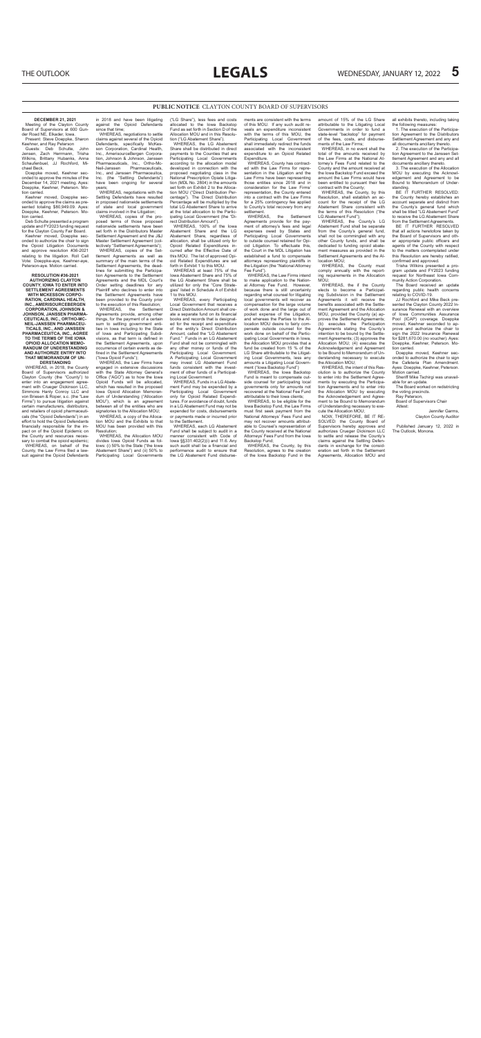## PUBLIC NOTICE CLAYTON COUNTY BOARD OF SUPERVISORS

**DECEMBER 21, 2021**

Meeting of the Clayton County Board of Supervisors at 600 Gunder Road NE, Elkader, Iowa.

Present: Steve Doeppke, Sharon Keehner, and Ray Peterson

Guests: Deb Schulte, John Jensen, Zach Herrmann, Trisha Wilkins, Brittany Hubanks, Anna Schaufenbuel, JJ Rochford, Michael Beck.

Doeppke moved, Keehner seconded to approve the minutes of the December 14, 2021 meeting. Ayes: Doeppke, Keehner, Peterson. Motion carried.

Keehner moved, Doeppke seconded to approve the claims as presented totaling $80,949.09. Ayes: Doeppke, Keehner, Peterson. Motion carried.

Deb Schulte presented a program update and FY2023 funding request for the Clayton County Fair Board.

Keehner moved, Doeppke seconded to authorize the chair to sign the Opioid Litigation Documents and approve resolution #36-2021 relating to the litigation. Roll Call Vote: Doeppke-aye, Keehner-aye, Peterson-aye. Motion carried.

**RESOLUTION #36-2021 AUTHORIZING CLAYTON COUNTY, IOWA TO ENTER INTO SETTLEMENT AGREEMENTS WITH MCKESSON CORPORATION, CARDINAL HEALTH, INC., AMERISOURCEBERGEN CORPORATION, JOHNSON & JOHNSON, JANSSEN PHARMACEUTICALS, INC., ORTHO-MCNEIL-JANSSEN PHARMACEUTICALS, INC., AND JANSSEN PHARMACEUITCA, INC., AGREE TO THE TERMS OF THE IOWA OPIOID ALLOCATION MEMORANDUM OF UNDERSTANDING AND AUTHORIZE ENTRY INTO THAT MEMORANDUM OF UNDERSTANDING**

WHEREAS, in 2018, the County Board of Supervisors authorized Clayton County (the "County") to enter into an engagement agreement with Crueger Dickinson LLC, Simmons Hanly Conroy LLC and von Briesen & Roper, s.c. (the "Law Firms") to pursue litigation against certain manufacturers, distributors, and retailers of opioid pharmaceuticals (the "Opioid Defendants") in an effort to hold the Opioid Defendants financially responsible for the impact on of the Opioid Epidemic on the County and resources necessary to combat the opioid epidemic;

WHEREAS, on behalf of the County, the Law Firms filed a lawsuit against the Opioid Defendants in 2018 and have been litigating against the Opioid Defendants since that time;

WHEREAS, negotiations to settle claims against several of the Opioid Defendants, specifically McKesson Corporation, Cardinal Health, Inc., AmerisourceBergen Corporation, Johnson & Johnson, Janssen Pharmaceuticals, Inc., Ortho-Mc-Neil-Janssen Pharmaceuticals, Inc., and Janssen Pharmaceuitca, Inc. (the "Settling Defendants") have been ongoing for several years;

WHEREAS, negotiations with the Settling Defendants have resulted in proposed nationwide settlements of state and local government claims involved in the Litigation;

WHEREAS, copies of the proposed terms of those proposed nationwide settlements have been set forth in the Distributors Master Settlement Agreement and the J&J Master Settlement Agreement (collectively "Settlement Agreements");

WHEREAS, copies of the Settlement Agreements as well as summary of the main terms of the Settlement Agreements, the deadlines for submitting the Participation Agreements to the Settlement Agreements and the MDL Court's Order setting deadlines for any Plaintiff who declines to enter into the Settlement Agreements have been provided to the County prior to the execution of this Resolution;

WHEREAS, the Settlement Agreements provide, among other things, for the payment of a certain sum to settling government entities in Iowa including to the State of Iowa and Participating Subdivisions, as that term is defined in the Settlement Agreements, upon occurrence of certain events as defined in the Settlement Agreements ("Iowa Opioid Funds");

WHEREAS, the Law Firms have engaged in extensive discussions with the State Attorney General's Office ("AGO") as to how the Iowa Opioid Funds will be allocated, which has resulted in the proposed Iowa Opioid Allocation Memorandum of Understanding ("Allocation MOU"), which is an agreement between all of the entities who are signatories to the Allocation MOU;

WHEREAS, a copy of the Allocation MOU and the Exhibits to that MOU has been provided with this Resolution;

WHEREAS, the Allocation MOU divides Iowa Opioid Funds as follows: (i) 50% to the State ("the Iowa Abatement Share") and (ii) 50% to Participating Local Governments ("LG Share"), less fees and costs allocated to the Iowa Backstop Fund as set forth in Section D of the Allocation MOU and in this Resolution ("LG Abatement Share").

WHEREAS, the LG Abatement Share shall be distributed in direct payments to the Counties that are Participating Local Governments according to the allocation model developed in connection with the proposed negotiating class in the National Prescription Opiate Litigation (MDL No. 2804) in the amounts set forth on Exhibit 2 to the Allocation MOU ("Direct Distribution Percentage"). The Direct Distribution Percentage will be multiplied by the total LG Abatement Share to arrive at the total allocation to the Participating Local Government (the "Direct Distribution Amount").

WHEREAS, 100% of the Iowa Abatement Share and the LG Abatement Share, regardless of allocation, shall be utilized only for Opioid Related Expenditures incurred after the Effective Date of this MOU. The list of approved Opioid Related Expenditures are set forth in Exhibit 1 to this MOU.

WHEREAS at least 75% of the Iowa Abatement Share and 75% of the LG Abatement Share shall be utilized for only the "Core Strategies" listed in Schedule A of Exhibit 1 to this MOU.

WHEREAS, every Participating Local Government that receives a Direct Distribution Amount shall create a separate fund on its financial books and records that is designated for the receipt and expenditure of the entity's Direct Distribution Amount, called the "LG Abatement Fund." Funds in an LG Abatement Fund shall not be commingled with any other money or funds of the Participating Local Government. A Participating Local Government may invest LG Abatement Fund funds consistent with the investment of other funds of a Participating Local Government.

WHEREAS, Funds in a LG Abatement Fund may be expended by a Participating Local Government only for Opioid Related Expenditures. For avoidance of doubt, funds in a LG Abatement Fund may not be expended for costs, disbursements or payments made or incurred prior to the Settlement.

WHEREAS, each LG Abatement Fund shall be subject to audit in a manner consistent with Code of Iowa §§331.402(2)(i) and 11.6. Any such audit shall be a financial and performance audit to ensure that the LG Abatement Fund disbursements are consistent with the terms of this MOU. If any such audit reveals an expenditure inconsistent with the terms of this MOU, the Participating Local Government shall immediately redirect the funds associated with the inconsistent expenditure to an Opioid Related Expenditure.

WHEREAS, County has contracted with the Law Firms for representation in the Litigation and the Law Firms have been representing those entities since 2018 and in consideration for the Law Firms' representation, the County entered into a contract with the Law Firms for a 25% contingency fee applied to County's total recovery from any settlement.

WHEREAS, the Settlement Agreements provide for the payment of attorney's fees and legal expenses owed by States and Participating Local Governments to outside counsel retained for Opioid Litigation. To effectuate this, the Court in the MDL Litigation has established a fund to compensate attorneys representing plaintiffs in the Litigation (the "National Attorney Fee Fund").

WHEREAS, the Law Firms intend to make application to the National Attorney Fee Fund. However, because there is still uncertainty regarding what counsel for litigating local governments will recover as compensation for the large volume of work done and the large out of pocket expense of the Litigation, and whereas the Parties to the Allocation MOU desire to fairly compensate outside counsel for the work done on behalf of the Participating Local Governments in Iowa, the Allocation MOU provides that a fund be created from 15 % of the LG Share attributable to the Litigating Local Governments, less any amounts a Litigating Local Government ("Iowa Backstop Fund")

WHEREAS, the Iowa Backstop Fund is meant to compensate outside counsel for participating local governments only for amounts not recovered at the National Fee Fund attributable to their Iowa clients;

WHEREAS, to be eligible for the Iowa Backstop Fund, the Law Firms must first seek payment from the National Attorneys' Fees Fund and may not recover amounts attributable to Counsel's representation of the County received at the National Attorneys' Fees Fund from the Iowa Backstop Fund;

WHEREAS, the County, by this Resolution, agrees to the creation of the Iowa Backstop Fund in the amount of 15% of the LG Share attributable to the Litigating Local Governments in order to fund a state-level "backstop" for payment of the fees, costs, and disbursements of the Law Firms;

WHEREAS, in no event shall the total of the amounts received by the Law Firms at the National Attorney's Fees Fund related to the County and the amount received at the Iowa Backstop Fund exceed the amount the Law Firms would have been entitled to pursuant their fee contract with the County;

WHEREAS, the County, by this Resolution, shall establish an account for the receipt of the LG Abatement Share consistent with the terms of this Resolution ("the LG Abatement Fund");

WHEREAS, the County's LG Abatement Fund shall be separate from the County's general fund, shall not be commingled with any other County funds, and shall be dedicated to funding opioid abatement measures as provided in the Settlement Agreements and the Allocation MOU;

WHEREAS, the County must comply annually with the reporting requirements in the Allocation MOU;

WHEREAS, the if the County elects to become a Participating Subdivision in the Settlement Agreements it will receive the benefits associated with the Settlement Agreement and the Allocation MOU, provided the County (a) approves the Settlement Agreements; (b) executes the Participation Agreements stating the County's intention to be bound by the Settlement Agreements; (3) approves the Allocation MOU; (4) executes the Acknowledgement and Agreement to be Bound to Memorandum of Understanding necessary to execute the Allocation MOU;

WHEREAS, the intent of this Resolution is to authorize the County to enter into the Settlement Agreements by executing the Participation Agreements and to enter into the Allocation MOU by executing the Acknowledgement and Agreement to be Bound to Memorandum of Understanding necessary to execute the Allocation MOU;

NOW, THEREFORE, BE IT RESOLVED: the County Board of Supervisors hereby approves and authorizes Crueger Dickinson LLC to settle and release the County's claims against the Settling Defendants in exchange for the consideration set forth in the Settlement Agreements, Allocation MOU and all exhibits thereto, including taking the following measures:

1. The execution of the Participation Agreement to the Distributors Settlement Agreement and any and all documents ancillary thereto.

2. The execution of the Participation Agreement to the Janssen Settlement Agreement and any and all documents ancillary thereto.

3. The execution of the Allocation MOU by executing the Acknowledgement and Agreement to be Bound to Memorandum of Understanding.

BE IT FURTHER RESOLVED: the County hereby establishes an account separate and distinct from the County's general fund which shall be titled "LG Abatement Fund" to receive the LG Abatement Share from the Settlement Agreements.

BE IT FURTHER RESOLVED that all actions heretofore taken by the Board of Supervisors and other appropriate public officers and agents of the County with respect to the matters contemplated under this Resolution are hereby ratified, confirmed and approved.

Trisha Wilkins presented a program update and FY2023 funding request for Northeast Iowa Community Action Corporation.

The Board received an update regarding public health concerns relating to COVID-19.

JJ Rochford and Mike Beck presented the Clayton County 2022 Insurance Renewal with an overview of Iowa Communities Assurance Pool (ICAP) coverage. Doeppke moved, Keehner seconded to approve and authorize the chair to sign the 2022 Insurance Renewal for $281,670.00 (no voucher). Ayes: Doeppke, Keehner, Peterson. Motion carried.

Doeppke moved, Keehner seconded to authorize the chair to sign the Cafeteria Plan Amendment. Ayes: Doeppke, Keehner, Peterson. Motion carried.

Sheriff Mike Tschirgi was unavailable for an update.

The Board worked on redistricting the voting precincts.

Ray Peterson,
Board of Supervisors Chair

Attest:

Jennifer Germs,
Clayton County Auditor

Published January 12, 2022 in The Outlook, Monona.